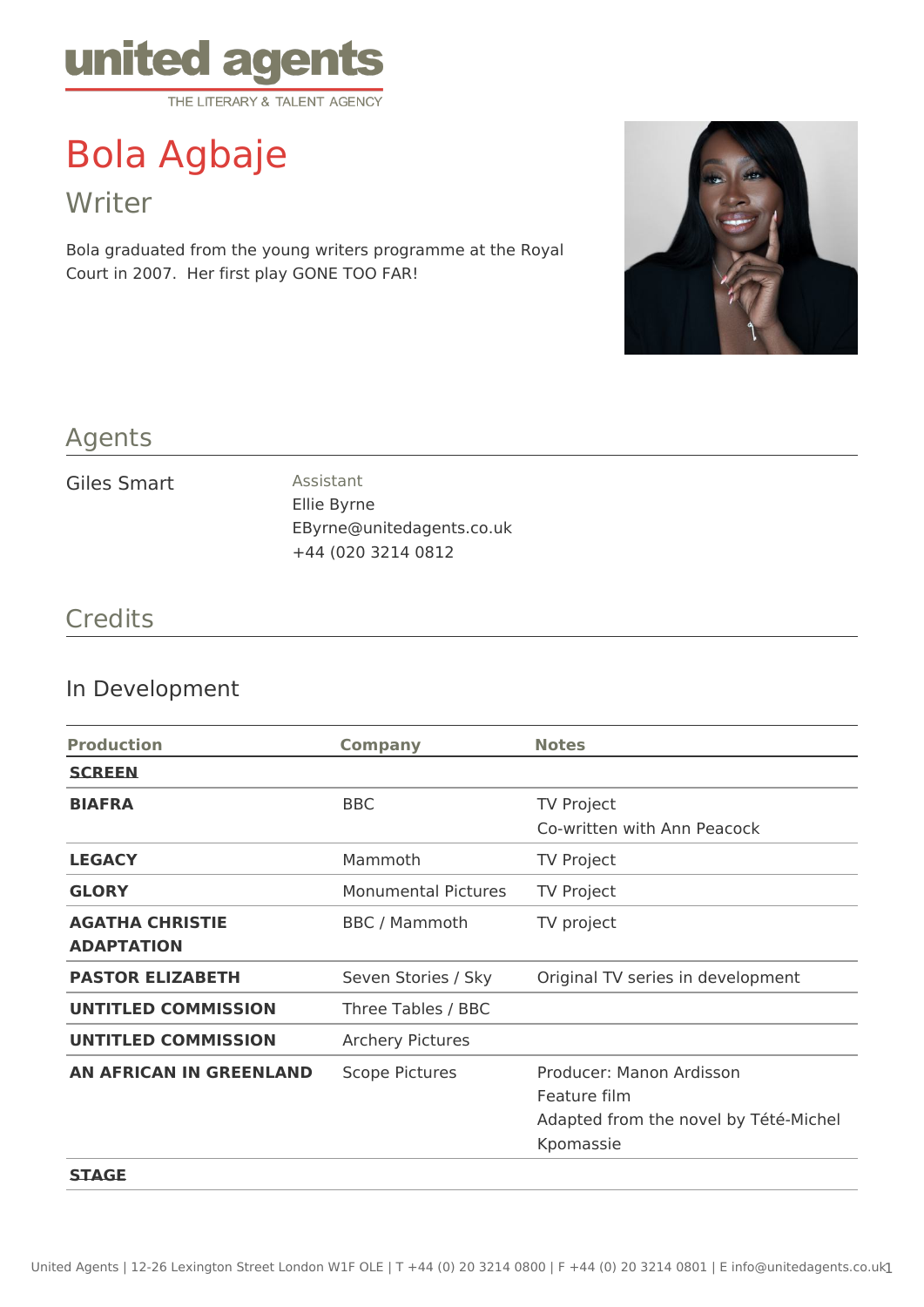united agents
THE LITERARY & TALENT AGENCY

# Bola Agbaje

## Writer

Bola graduated from the young writers programme at the Royal Court in 2007. Her first play GONE TOO FAR!

## Agents

Giles Smart

Assistant
Ellie Byrne
EByrne@unitedagents.co.uk
+44 (020 3214 0812

## Credits

### In Development

| Production | Company | Notes |
|---|---|---|
| **SCREEN** | | |
| **BIAFRA** | BBC | TV Project<br>Co-written with Ann Peacock |
| **LEGACY** | Mammoth | TV Project |
| **GLORY** | Monumental Pictures | TV Project |
| **AGATHA CHRISTIE ADAPTATION** | BBC / Mammoth | TV project |
| **PASTOR ELIZABETH** | Seven Stories / Sky | Original TV series in development |
| **UNTITLED COMMISSION** | Three Tables / BBC | |
| **UNTITLED COMMISSION** | Archery Pictures | |
| **AN AFRICAN IN GREENLAND** | Scope Pictures | Producer: Manon Ardisson<br>Feature film<br>Adapted from the novel by Tété-Michel Kpomassie |
| **STAGE** | | |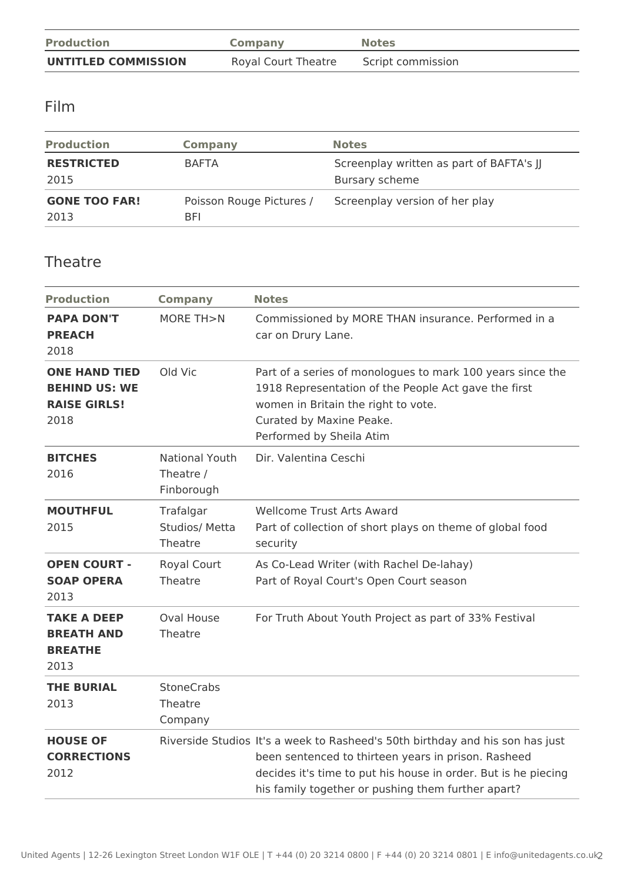| Production | Company | Notes |
| --- | --- | --- |
| **UNTITLED COMMISSION** | Royal Court Theatre | Script commission |

## Film

| Production | Company | Notes |
| --- | --- | --- |
| **RESTRICTED** 2015 | BAFTA | Screenplay written as part of BAFTA's JJ Bursary scheme |
| **GONE TOO FAR!** 2013 | Poisson Rouge Pictures / BFI | Screenplay version of her play |

## Theatre

| Production | Company | Notes |
| --- | --- | --- |
| **PAPA DON'T PREACH** 2018 | MORE TH>N | Commissioned by MORE THAN insurance. Performed in a car on Drury Lane. |
| **ONE HAND TIED BEHIND US: WE RAISE GIRLS!** 2018 | Old Vic | Part of a series of monologues to mark 100 years since the 1918 Representation of the People Act gave the first women in Britain the right to vote. Curated by Maxine Peake. Performed by Sheila Atim |
| **BITCHES** 2016 | National Youth Theatre / Finborough | Dir. Valentina Ceschi |
| **MOUTHFUL** 2015 | Trafalgar Studios/ Metta Theatre | Wellcome Trust Arts Award Part of collection of short plays on theme of global food security |
| **OPEN COURT - SOAP OPERA** 2013 | Royal Court Theatre | As Co-Lead Writer (with Rachel De-lahay) Part of Royal Court's Open Court season |
| **TAKE A DEEP BREATH AND BREATHE** 2013 | Oval House Theatre | For Truth About Youth Project as part of 33% Festival |
| **THE BURIAL** 2013 | StoneCrabs Theatre Company | |
| **HOUSE OF CORRECTIONS** 2012 | Riverside Studios | It's a week to Rasheed's 50th birthday and his son has just been sentenced to thirteen years in prison. Rasheed decides it's time to put his house in order. But is he piecing his family together or pushing them further apart? |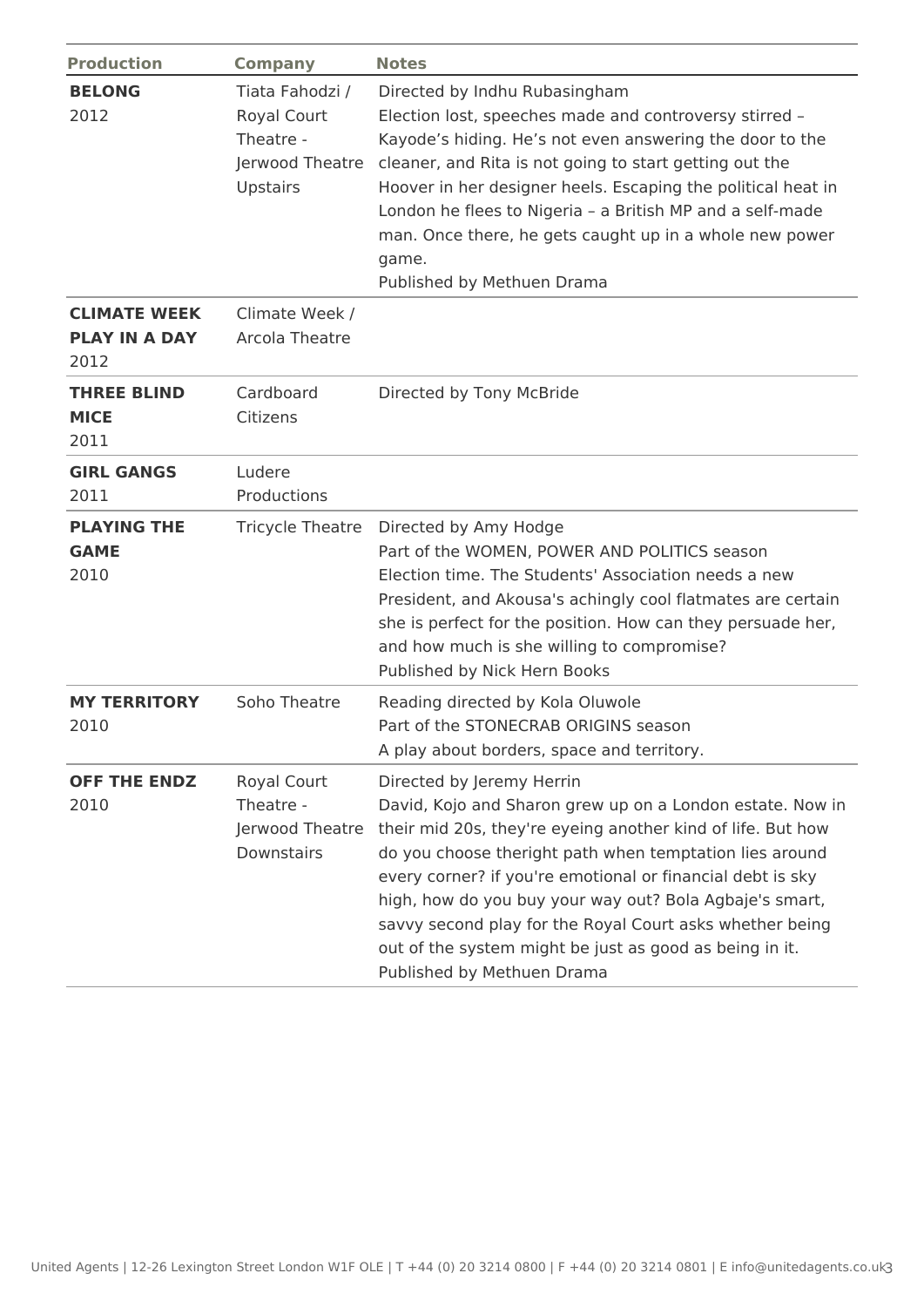| Production | Company | Notes |
| --- | --- | --- |
| **BELONG**<br>2012 | Tiata Fahodzi / Royal Court Theatre - Jerwood Theatre Upstairs | Directed by Indhu Rubasingham<br>Election lost, speeches made and controversy stirred – Kayode’s hiding. He’s not even answering the door to the cleaner, and Rita is not going to start getting out the Hoover in her designer heels. Escaping the political heat in London he flees to Nigeria – a British MP and a self-made man. Once there, he gets caught up in a whole new power game.<br>Published by Methuen Drama |
| **CLIMATE WEEK PLAY IN A DAY**<br>2012 | Climate Week / Arcola Theatre | |
| **THREE BLIND MICE**<br>2011 | Cardboard Citizens | Directed by Tony McBride |
| **GIRL GANGS**<br>2011 | Ludere Productions | |
| **PLAYING THE GAME**<br>2010 | Tricycle Theatre | Directed by Amy Hodge<br>Part of the WOMEN, POWER AND POLITICS season<br>Election time. The Students' Association needs a new President, and Akousa's achingly cool flatmates are certain she is perfect for the position. How can they persuade her, and how much is she willing to compromise?<br>Published by Nick Hern Books |
| **MY TERRITORY**<br>2010 | Soho Theatre | Reading directed by Kola Oluwole<br>Part of the STONECRAB ORIGINS season<br>A play about borders, space and territory. |
| **OFF THE ENDZ**<br>2010 | Royal Court Theatre - Jerwood Theatre Downstairs | Directed by Jeremy Herrin<br>David, Kojo and Sharon grew up on a London estate. Now in their mid 20s, they're eyeing another kind of life. But how do you choose theright path when temptation lies around every corner? if you're emotional or financial debt is sky high, how do you buy your way out? Bola Agbaje's smart, savvy second play for the Royal Court asks whether being out of the system might be just as good as being in it.<br>Published by Methuen Drama |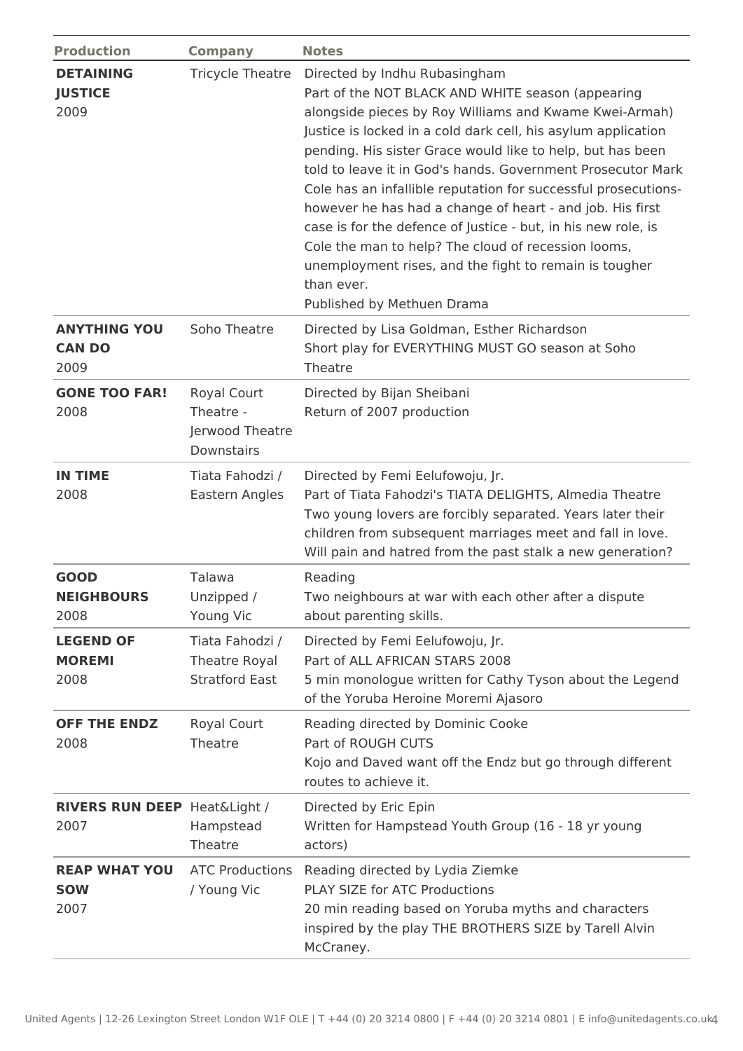| Production | Company | Notes |
| --- | --- | --- |
| **DETAINING JUSTICE** 2009 | Tricycle Theatre | Directed by Indhu Rubasingham<br>Part of the NOT BLACK AND WHITE season (appearing alongside pieces by Roy Williams and Kwame Kwei-Armah)<br>Justice is locked in a cold dark cell, his asylum application pending. His sister Grace would like to help, but has been told to leave it in God's hands. Government Prosecutor Mark Cole has an infallible reputation for successful prosecutions- however he has had a change of heart - and job. His first case is for the defence of Justice - but, in his new role, is Cole the man to help? The cloud of recession looms, unemployment rises, and the fight to remain is tougher than ever.<br>Published by Methuen Drama |
| **ANYTHING YOU CAN DO** 2009 | Soho Theatre | Directed by Lisa Goldman, Esther Richardson<br>Short play for EVERYTHING MUST GO season at Soho Theatre |
| **GONE TOO FAR!** 2008 | Royal Court Theatre - Jerwood Theatre Downstairs | Directed by Bijan Sheibani<br>Return of 2007 production |
| **IN TIME** 2008 | Tiata Fahodzi / Eastern Angles | Directed by Femi Eelufowoju, Jr.<br>Part of Tiata Fahodzi's TIATA DELIGHTS, Almedia Theatre<br>Two young lovers are forcibly separated. Years later their children from subsequent marriages meet and fall in love. Will pain and hatred from the past stalk a new generation? |
| **GOOD NEIGHBOURS** 2008 | Talawa Unzipped / Young Vic | Reading<br>Two neighbours at war with each other after a dispute about parenting skills. |
| **LEGEND OF MOREMI** 2008 | Tiata Fahodzi / Theatre Royal Stratford East | Directed by Femi Eelufowoju, Jr.<br>Part of ALL AFRICAN STARS 2008<br>5 min monologue written for Cathy Tyson about the Legend of the Yoruba Heroine Moremi Ajasoro |
| **OFF THE ENDZ** 2008 | Royal Court Theatre | Reading directed by Dominic Cooke<br>Part of ROUGH CUTS<br>Kojo and Daved want off the Endz but go through different routes to achieve it. |
| **RIVERS RUN DEEP** 2007 | Heat&Light / Hampstead Theatre | Directed by Eric Epin<br>Written for Hampstead Youth Group (16 - 18 yr young actors) |
| **REAP WHAT YOU SOW** 2007 | ATC Productions / Young Vic | Reading directed by Lydia Ziemke<br>PLAY SIZE for ATC Productions<br>20 min reading based on Yoruba myths and characters inspired by the play THE BROTHERS SIZE by Tarell Alvin McCraney. |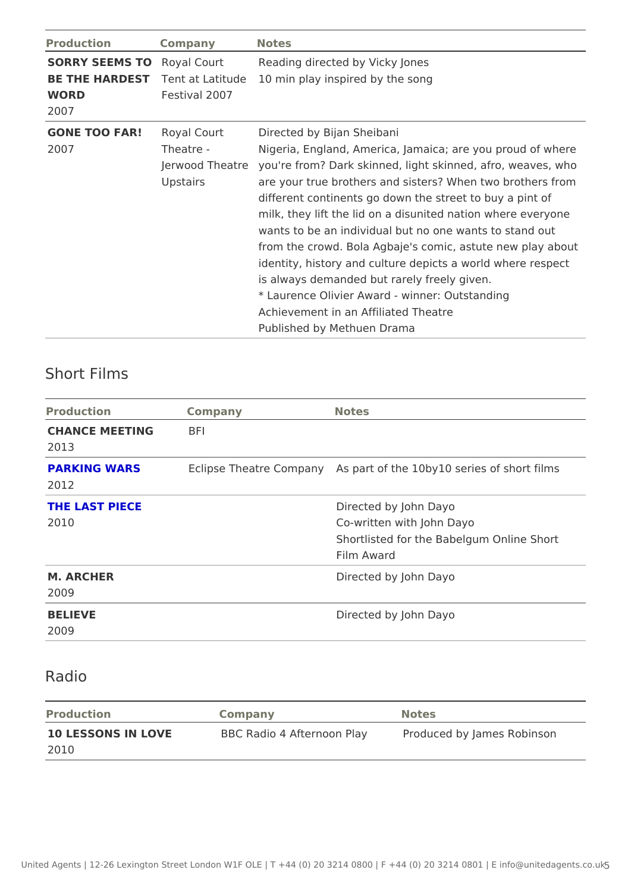| Production | Company | Notes |
| --- | --- | --- |
| **SORRY SEEMS TO BE THE HARDEST WORD** 2007 | Royal Court Tent at Latitude Festival 2007 | Reading directed by Vicky Jones 10 min play inspired by the song |
| **GONE TOO FAR!** 2007 | Royal Court Theatre - Jerwood Theatre Upstairs | Directed by Bijan Sheibani Nigeria, England, America, Jamaica; are you proud of where you're from? Dark skinned, light skinned, afro, weaves, who are your true brothers and sisters? When two brothers from different continents go down the street to buy a pint of milk, they lift the lid on a disunited nation where everyone wants to be an individual but no one wants to stand out from the crowd. Bola Agbaje's comic, astute new play about identity, history and culture depicts a world where respect is always demanded but rarely freely given. * Laurence Olivier Award - winner: Outstanding Achievement in an Affiliated Theatre Published by Methuen Drama |

## Short Films

| Production | Company | Notes |
| --- | --- | --- |
| **CHANCE MEETING** 2013 | BFI | |
| **PARKING WARS** 2012 | Eclipse Theatre Company | As part of the 10by10 series of short films |
| **THE LAST PIECE** 2010 | | Directed by John Dayo Co-written with John Dayo Shortlisted for the Babelgum Online Short Film Award |
| **M. ARCHER** 2009 | | Directed by John Dayo |
| **BELIEVE** 2009 | | Directed by John Dayo |

## Radio

| Production | Company | Notes |
| --- | --- | --- |
| **10 LESSONS IN LOVE** 2010 | BBC Radio 4 Afternoon Play | Produced by James Robinson |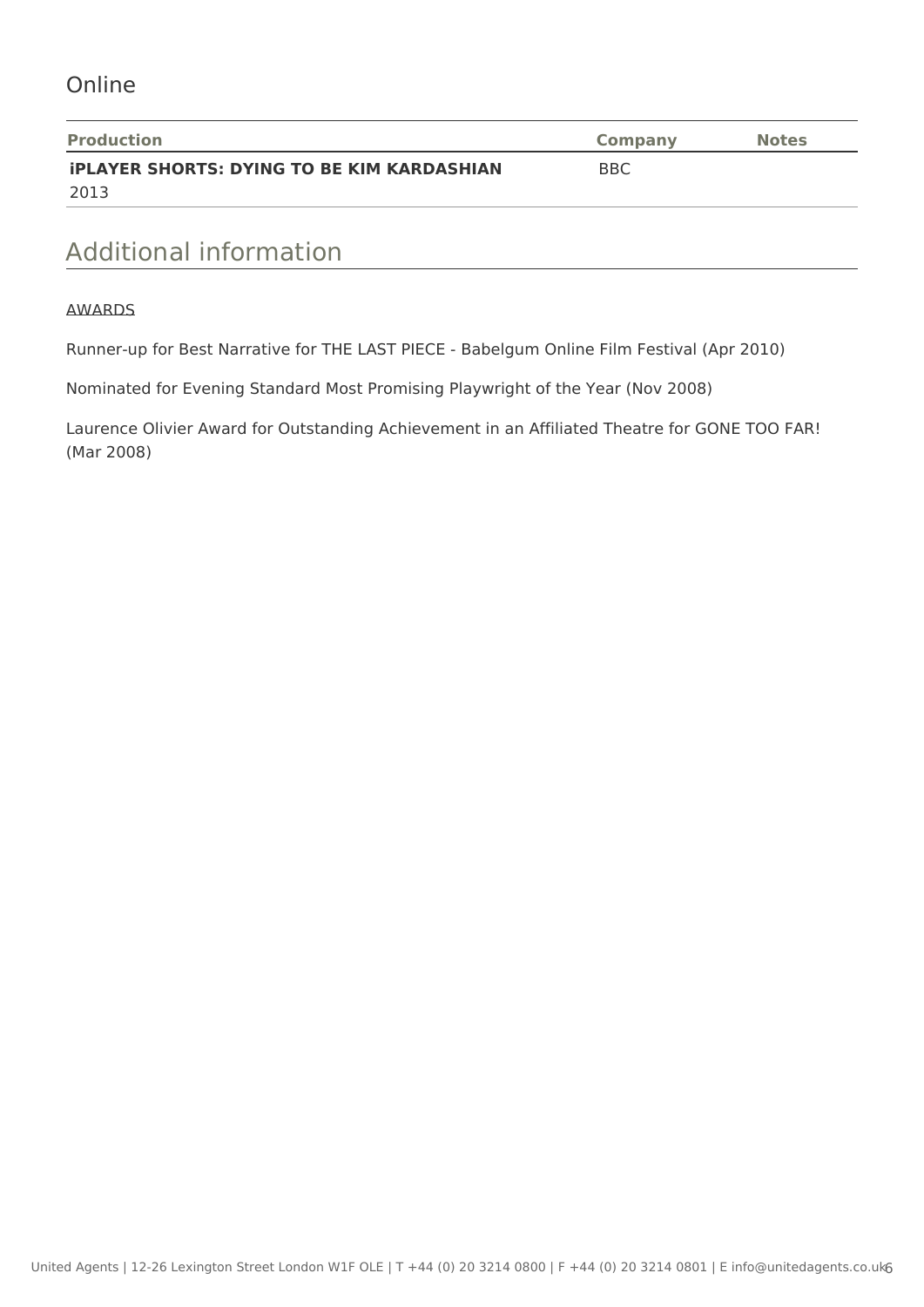## Online

| Production | Company | Notes |
| --- | --- | --- |
| **iPLAYER SHORTS: DYING TO BE KIM KARDASHIAN** 2013 | BBC | |

# Additional information

AWARDS

Runner-up for Best Narrative for THE LAST PIECE - Babelgum Online Film Festival (Apr 2010)

Nominated for Evening Standard Most Promising Playwright of the Year (Nov 2008)

Laurence Olivier Award for Outstanding Achievement in an Affiliated Theatre for GONE TOO FAR! (Mar 2008)